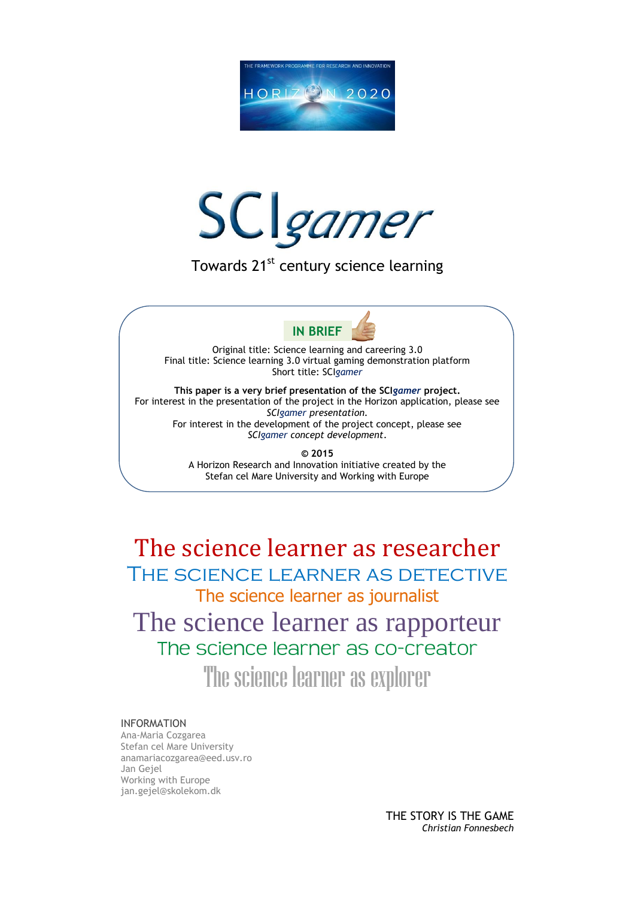THE FRAMEWORK PROGRAMME FOR RESEARCH AND INNOVATION

HORIZON 2020

# SCI*gamer*

Towards 21st century science learning

**IN BRIEF**

Original title: Science learning and careering 3.0
Final title: Science learning 3.0 virtual gaming demonstration platform
Short title: SCI*gamer*

**This paper is a very brief presentation of the SCI*gamer* project.**
For interest in the presentation of the project in the Horizon application, please see *SCIgamer presentation*.
For interest in the development of the project concept, please see *SCIgamer concept development*.

**© 2015**
A Horizon Research and Innovation initiative created by the Stefan cel Mare University and Working with Europe

## The science learner as researcher
## THE SCIENCE LEARNER AS DETECTIVE
## The science learner as journalist
## The science learner as rapporteur
## The science learner as co-creator
## The science learner as explorer

INFORMATION
Ana-Maria Cozgarea
Stefan cel Mare University
anamariacozgarea@eed.usv.ro
Jan Gejel
Working with Europe
jan.gejel@skolekom.dk

THE STORY IS THE GAME
*Christian Fonnesbech*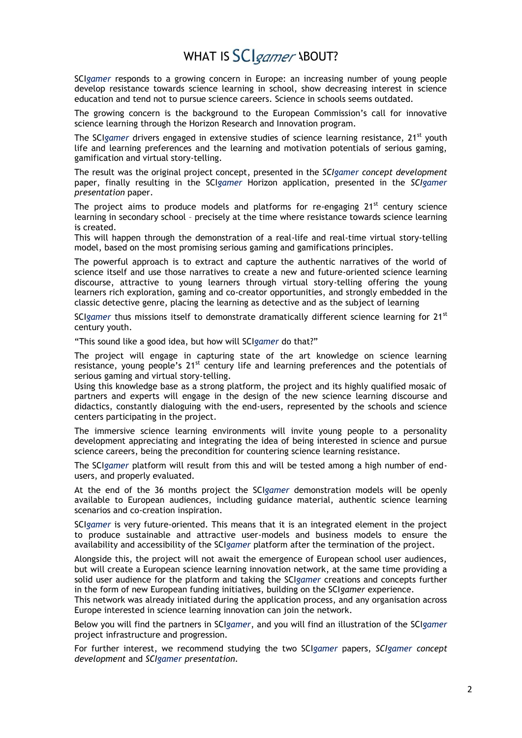# WHAT IS SCI*gamer* ABOUT?

SCI*gamer* responds to a growing concern in Europe: an increasing number of young people develop resistance towards science learning in school, show decreasing interest in science education and tend not to pursue science careers. Science in schools seems outdated.

The growing concern is the background to the European Commission's call for innovative science learning through the Horizon Research and Innovation program.

The SCI*gamer* drivers engaged in extensive studies of science learning resistance, 21st youth life and learning preferences and the learning and motivation potentials of serious gaming, gamification and virtual story-telling.

The result was the original project concept, presented in the *SCIgamer concept development* paper, finally resulting in the SCI*gamer* Horizon application, presented in the *SCIgamer presentation* paper.

The project aims to produce models and platforms for re-engaging 21st century science learning in secondary school – precisely at the time where resistance towards science learning is created.

This will happen through the demonstration of a real-life and real-time virtual story-telling model, based on the most promising serious gaming and gamifications principles.

The powerful approach is to extract and capture the authentic narratives of the world of science itself and use those narratives to create a new and future-oriented science learning discourse, attractive to young learners through virtual story-telling offering the young learners rich exploration, gaming and co-creator opportunities, and strongly embedded in the classic detective genre, placing the learning as detective and as the subject of learning

SCI*gamer* thus missions itself to demonstrate dramatically different science learning for 21st century youth.

"This sound like a good idea, but how will SCI*gamer* do that?"

The project will engage in capturing state of the art knowledge on science learning resistance, young people's 21st century life and learning preferences and the potentials of serious gaming and virtual story-telling.

Using this knowledge base as a strong platform, the project and its highly qualified mosaic of partners and experts will engage in the design of the new science learning discourse and didactics, constantly dialoguing with the end-users, represented by the schools and science centers participating in the project.

The immersive science learning environments will invite young people to a personality development appreciating and integrating the idea of being interested in science and pursue science careers, being the precondition for countering science learning resistance.

The SCI*gamer* platform will result from this and will be tested among a high number of end-users, and properly evaluated.

At the end of the 36 months project the SCI*gamer* demonstration models will be openly available to European audiences, including guidance material, authentic science learning scenarios and co-creation inspiration.

SCI*gamer* is very future-oriented. This means that it is an integrated element in the project to produce sustainable and attractive user-models and business models to ensure the availability and accessibility of the SCI*gamer* platform after the termination of the project.

Alongside this, the project will not await the emergence of European school user audiences, but will create a European science learning innovation network, at the same time providing a solid user audience for the platform and taking the SCI*gamer* creations and concepts further in the form of new European funding initiatives, building on the SCI*gamer* experience.

This network was already initiated during the application process, and any organisation across Europe interested in science learning innovation can join the network.

Below you will find the partners in SCI*gamer*, and you will find an illustration of the SCI*gamer* project infrastructure and progression.

For further interest, we recommend studying the two SCI*gamer* papers, *SCIgamer concept development* and *SCIgamer presentation*.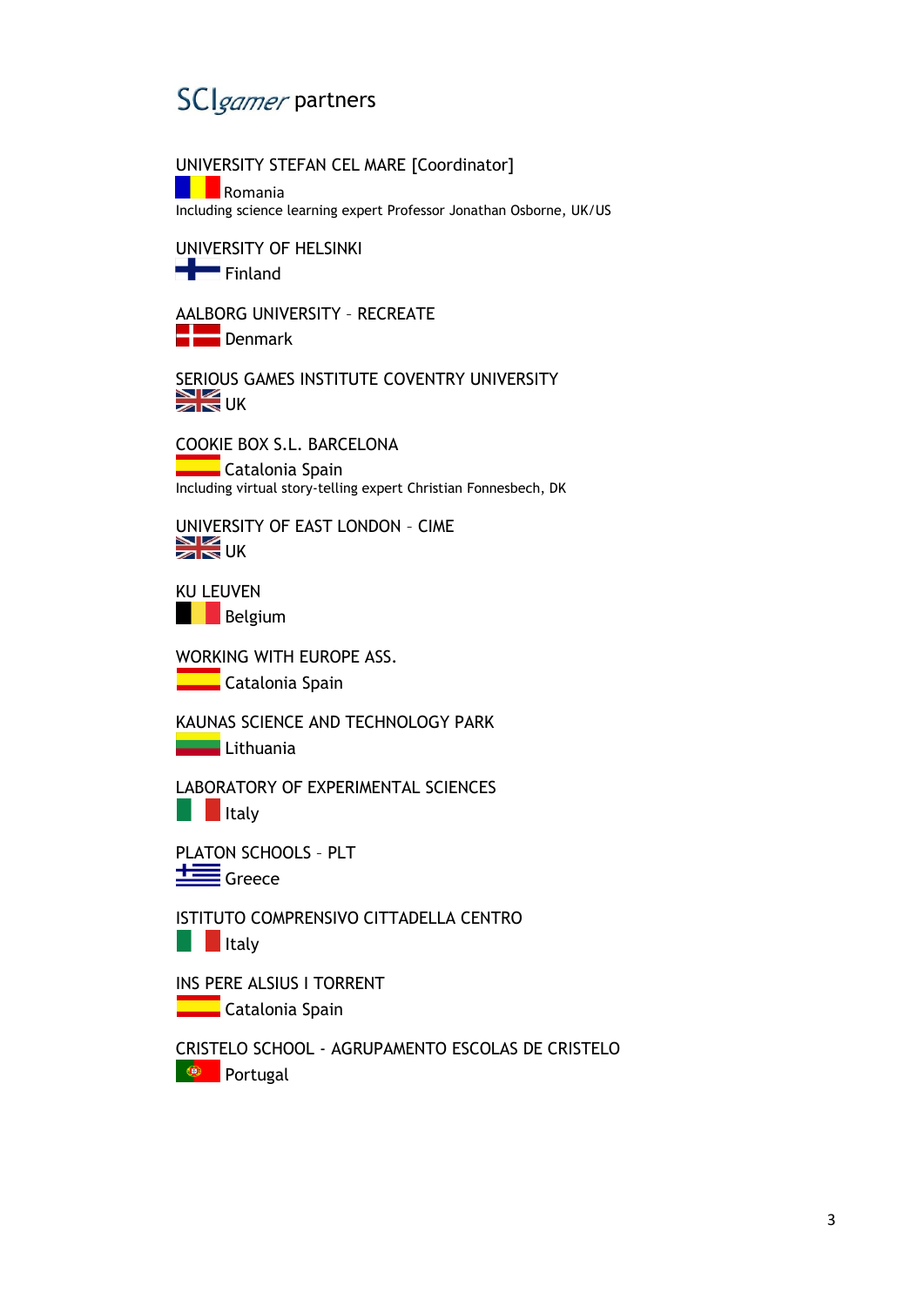# SCIgamer partners

UNIVERSITY STEFAN CEL MARE [Coordinator]
Romania
Including science learning expert Professor Jonathan Osborne, UK/US

UNIVERSITY OF HELSINKI
Finland

AALBORG UNIVERSITY – RECREATE
Denmark

SERIOUS GAMES INSTITUTE COVENTRY UNIVERSITY
UK

COOKIE BOX S.L. BARCELONA
Catalonia Spain
Including virtual story-telling expert Christian Fonnesbech, DK

UNIVERSITY OF EAST LONDON – CIME
UK

KU LEUVEN
Belgium

WORKING WITH EUROPE ASS.
Catalonia Spain

KAUNAS SCIENCE AND TECHNOLOGY PARK
Lithuania

LABORATORY OF EXPERIMENTAL SCIENCES
Italy

PLATON SCHOOLS – PLT
Greece

ISTITUTO COMPRENSIVO CITTADELLA CENTRO
Italy

INS PERE ALSIUS I TORRENT
Catalonia Spain

CRISTELO SCHOOL - AGRUPAMENTO ESCOLAS DE CRISTELO
Portugal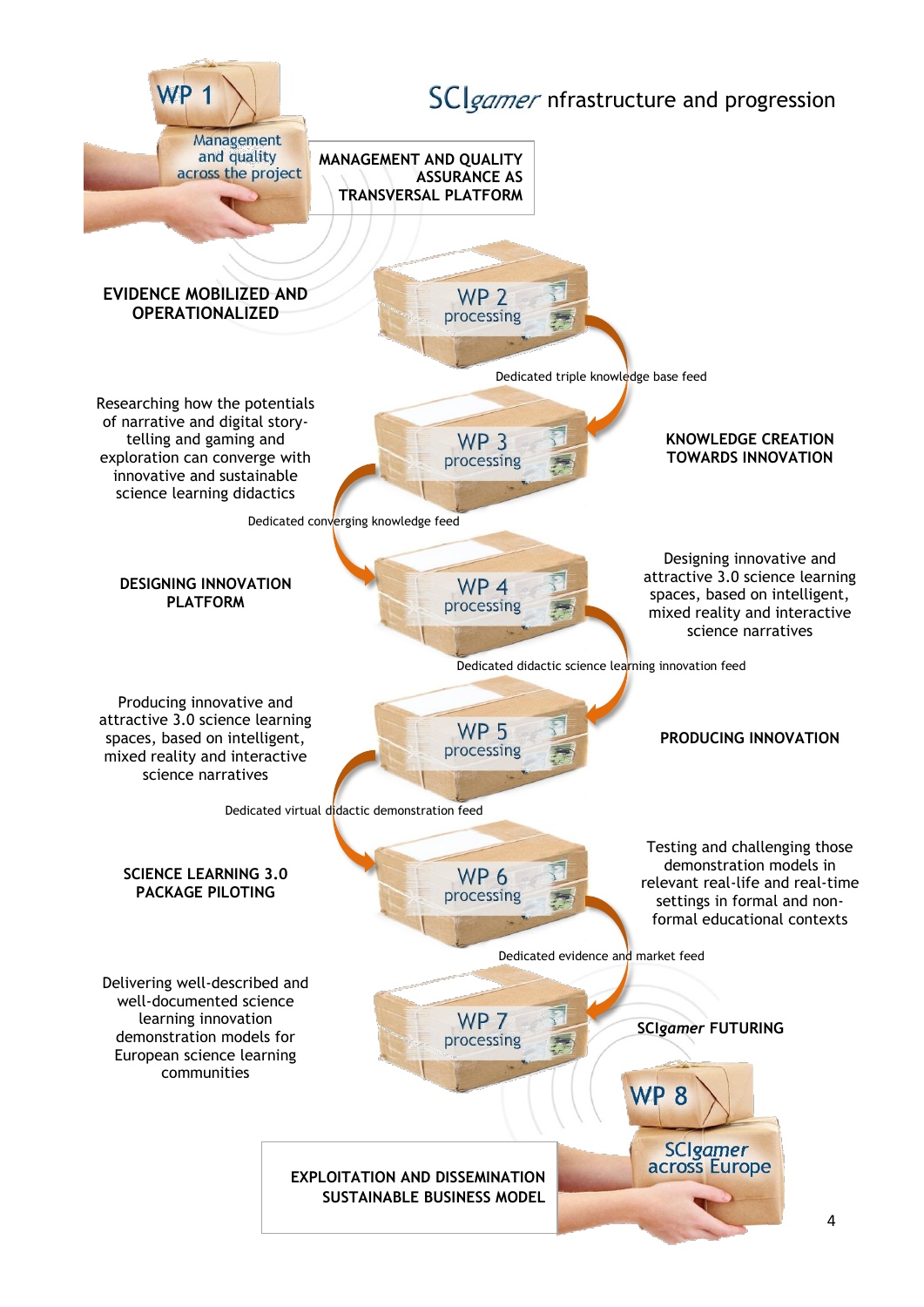SCI*gamer* nfrastructure and progression

WP 1

Management and quality across the project

MANAGEMENT AND QUALITY ASSURANCE AS TRANSVERSAL PLATFORM

EVIDENCE MOBILIZED AND OPERATIONALIZED

WP 2 processing

Dedicated triple knowledge base feed

Researching how the potentials of narrative and digital story-telling and gaming and exploration can converge with innovative and sustainable science learning didactics

WP 3 processing

KNOWLEDGE CREATION TOWARDS INNOVATION

Dedicated converging knowledge feed

DESIGNING INNOVATION PLATFORM

WP 4 processing

Designing innovative and attractive 3.0 science learning spaces, based on intelligent, mixed reality and interactive science narratives

Dedicated didactic science learning innovation feed

Producing innovative and attractive 3.0 science learning spaces, based on intelligent, mixed reality and interactive science narratives

WP 5 processing

PRODUCING INNOVATION

Dedicated virtual didactic demonstration feed

SCIENCE LEARNING 3.0 PACKAGE PILOTING

WP 6 processing

Testing and challenging those demonstration models in relevant real-life and real-time settings in formal and non-formal educational contexts

Dedicated evidence and market feed

Delivering well-described and well-documented science learning innovation demonstration models for European science learning communities

WP 7 processing

SCI*gamer* FUTURING

WP 8

SCI*gamer* across Europe

EXPLOITATION AND DISSEMINATION SUSTAINABLE BUSINESS MODEL